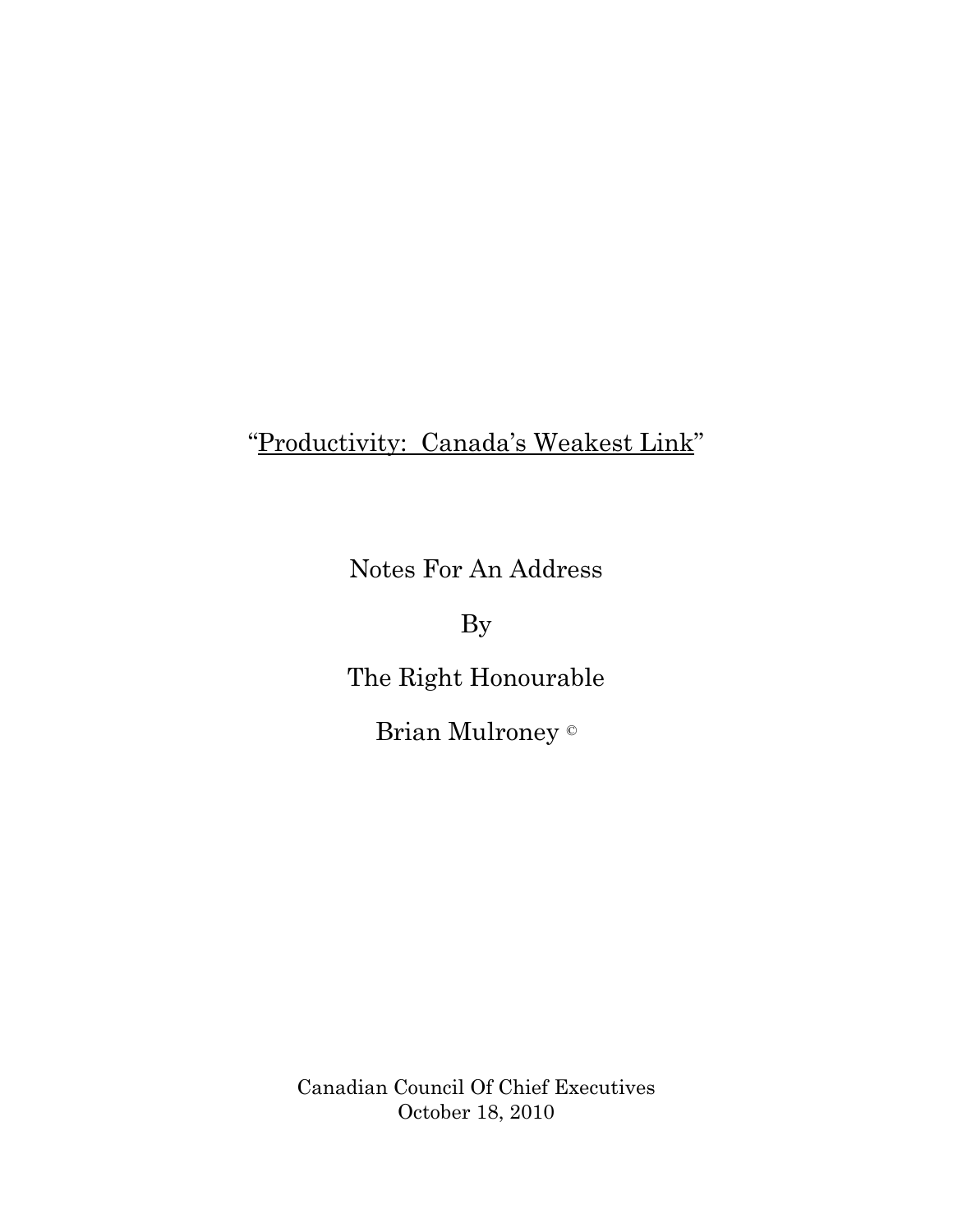# "Productivity: Canada's Weakest Link"

Notes For An Address

By

The Right Honourable

Brian Mulroney ©

Canadian Council Of Chief Executives
October 18, 2010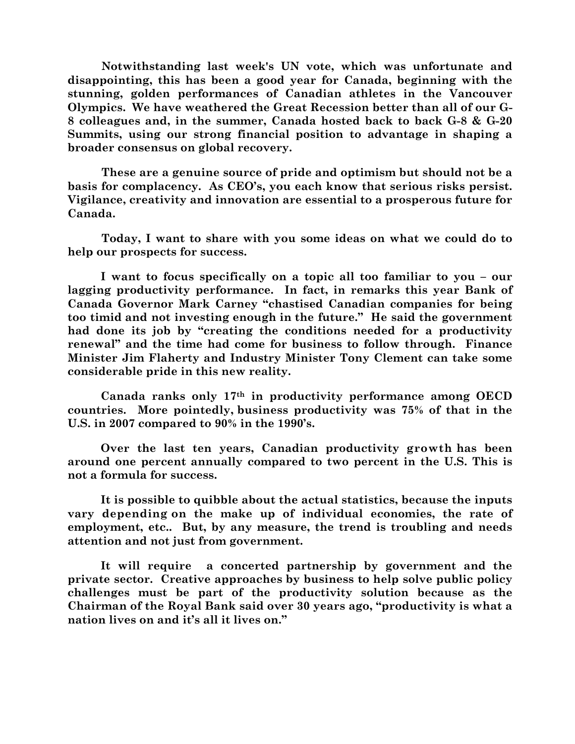**Notwithstanding last week's UN vote, which was unfortunate and disappointing, this has been a good year for Canada, beginning with the stunning, golden performances of Canadian athletes in the Vancouver Olympics. We have weathered the Great Recession better than all of our G-8 colleagues and, in the summer, Canada hosted back to back G-8 & G-20 Summits, using our strong financial position to advantage in shaping a broader consensus on global recovery.**

**These are a genuine source of pride and optimism but should not be a basis for complacency. As CEO's, you each know that serious risks persist. Vigilance, creativity and innovation are essential to a prosperous future for Canada.**

**Today, I want to share with you some ideas on what we could do to help our prospects for success.**

**I want to focus specifically on a topic all too familiar to you – our lagging productivity performance. In fact, in remarks this year Bank of Canada Governor Mark Carney "chastised Canadian companies for being too timid and not investing enough in the future." He said the government had done its job by "creating the conditions needed for a productivity renewal" and the time had come for business to follow through. Finance Minister Jim Flaherty and Industry Minister Tony Clement can take some considerable pride in this new reality.**

**Canada ranks only 17th in productivity performance among OECD countries. More pointedly, business productivity was 75% of that in the U.S. in 2007 compared to 90% in the 1990's.**

**Over the last ten years, Canadian productivity growth has been around one percent annually compared to two percent in the U.S. This is not a formula for success.**

**It is possible to quibble about the actual statistics, because the inputs vary depending on the make up of individual economies, the rate of employment, etc.. But, by any measure, the trend is troubling and needs attention and not just from government.**

**It will require a concerted partnership by government and the private sector. Creative approaches by business to help solve public policy challenges must be part of the productivity solution because as the Chairman of the Royal Bank said over 30 years ago, "productivity is what a nation lives on and it's all it lives on."**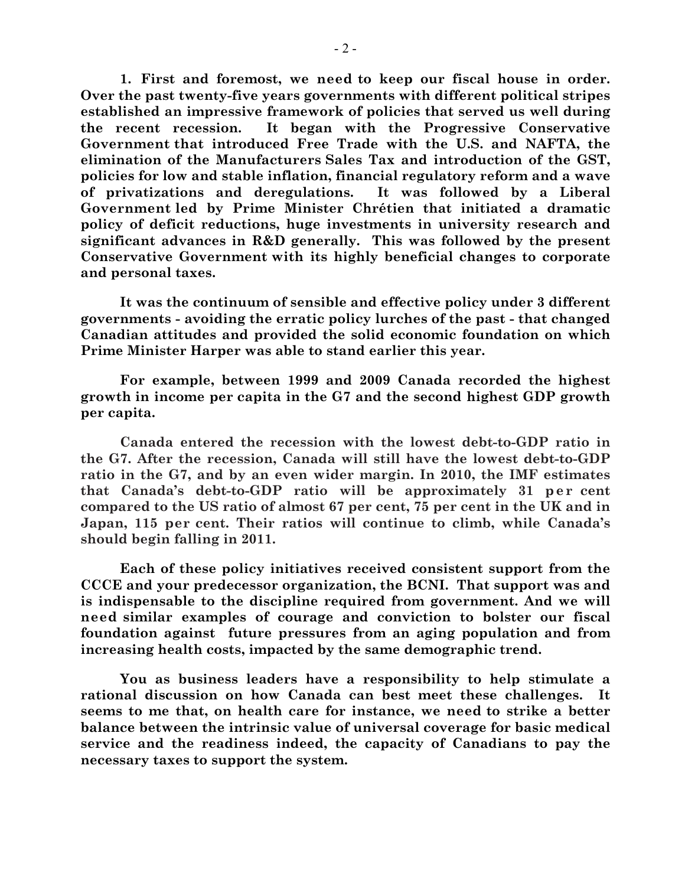**1. First and foremost, we need to keep our fiscal house in order. Over the past twenty-five years governments with different political stripes established an impressive framework of policies that served us well during the recent recession. It began with the Progressive Conservative Government that introduced Free Trade with the U.S. and NAFTA, the elimination of the Manufacturers Sales Tax and introduction of the GST, policies for low and stable inflation, financial regulatory reform and a wave of privatizations and deregulations. It was followed by a Liberal Government led by Prime Minister Chrétien that initiated a dramatic policy of deficit reductions, huge investments in university research and significant advances in R&D generally. This was followed by the present Conservative Government with its highly beneficial changes to corporate and personal taxes.**

**It was the continuum of sensible and effective policy under 3 different governments - avoiding the erratic policy lurches of the past - that changed Canadian attitudes and provided the solid economic foundation on which Prime Minister Harper was able to stand earlier this year.**

**For example, between 1999 and 2009 Canada recorded the highest growth in income per capita in the G7 and the second highest GDP growth per capita.**

**Canada entered the recession with the lowest debt-to-GDP ratio in the G7. After the recession, Canada will still have the lowest debt-to-GDP ratio in the G7, and by an even wider margin. In 2010, the IMF estimates that Canada's debt-to-GDP ratio will be approximately 31 per cent compared to the US ratio of almost 67 per cent, 75 per cent in the UK and in Japan, 115 per cent. Their ratios will continue to climb, while Canada's should begin falling in 2011.**

**Each of these policy initiatives received consistent support from the CCCE and your predecessor organization, the BCNI. That support was and is indispensable to the discipline required from government. And we will need similar examples of courage and conviction to bolster our fiscal foundation against future pressures from an aging population and from increasing health costs, impacted by the same demographic trend.**

**You as business leaders have a responsibility to help stimulate a rational discussion on how Canada can best meet these challenges. It seems to me that, on health care for instance, we need to strike a better balance between the intrinsic value of universal coverage for basic medical service and the readiness indeed, the capacity of Canadians to pay the necessary taxes to support the system.**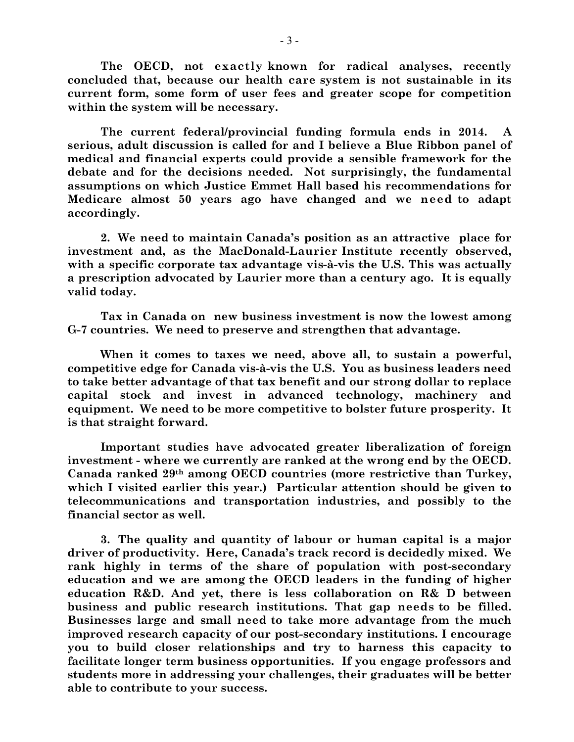**The OECD, not exactly known for radical analyses, recently concluded that, because our health care system is not sustainable in its current form, some form of user fees and greater scope for competition within the system will be necessary.**

**The current federal/provincial funding formula ends in 2014. A serious, adult discussion is called for and I believe a Blue Ribbon panel of medical and financial experts could provide a sensible framework for the debate and for the decisions needed. Not surprisingly, the fundamental assumptions on which Justice Emmet Hall based his recommendations for Medicare almost 50 years ago have changed and we need to adapt accordingly.**

**2. We need to maintain Canada's position as an attractive place for investment and, as the MacDonald-Laurier Institute recently observed, with a specific corporate tax advantage vis-à-vis the U.S. This was actually a prescription advocated by Laurier more than a century ago. It is equally valid today.**

**Tax in Canada on new business investment is now the lowest among G-7 countries. We need to preserve and strengthen that advantage.**

**When it comes to taxes we need, above all, to sustain a powerful, competitive edge for Canada vis-à-vis the U.S. You as business leaders need to take better advantage of that tax benefit and our strong dollar to replace capital stock and invest in advanced technology, machinery and equipment. We need to be more competitive to bolster future prosperity. It is that straight forward.**

**Important studies have advocated greater liberalization of foreign investment - where we currently are ranked at the wrong end by the OECD. Canada ranked 29th among OECD countries (more restrictive than Turkey, which I visited earlier this year.) Particular attention should be given to telecommunications and transportation industries, and possibly to the financial sector as well.**

**3. The quality and quantity of labour or human capital is a major driver of productivity. Here, Canada's track record is decidedly mixed. We rank highly in terms of the share of population with post-secondary education and we are among the OECD leaders in the funding of higher education R&D. And yet, there is less collaboration on R& D between business and public research institutions. That gap needs to be filled. Businesses large and small need to take more advantage from the much improved research capacity of our post-secondary institutions. I encourage you to build closer relationships and try to harness this capacity to facilitate longer term business opportunities. If you engage professors and students more in addressing your challenges, their graduates will be better able to contribute to your success.**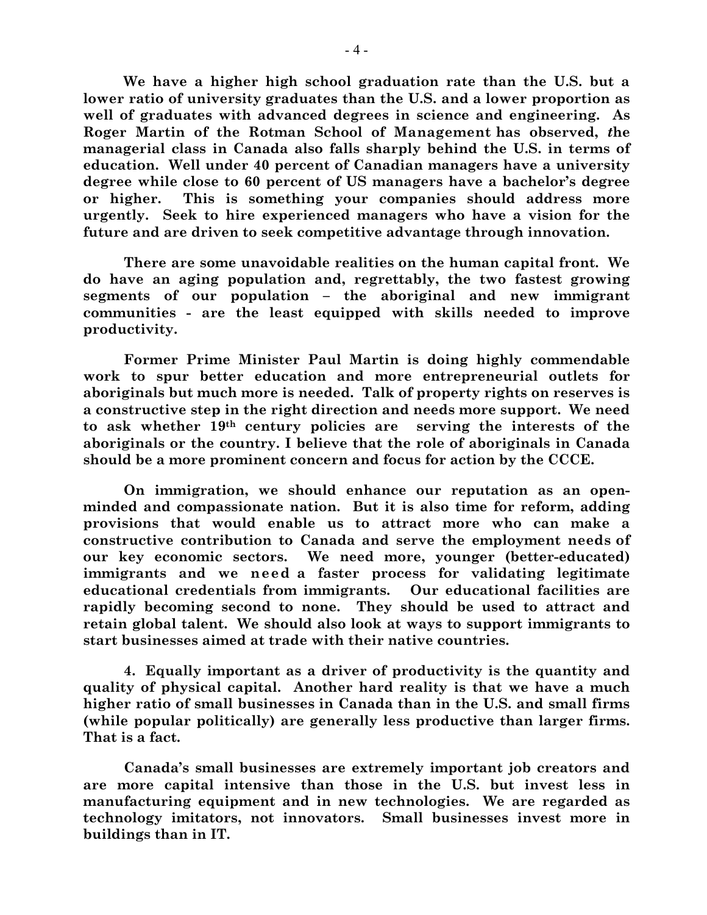**We have a higher high school graduation rate than the U.S. but a lower ratio of university graduates than the U.S. and a lower proportion as well of graduates with advanced degrees in science and engineering. As Roger Martin of the Rotman School of Management has observed, *t*he managerial class in Canada also falls sharply behind the U.S. in terms of education. Well under 40 percent of Canadian managers have a university degree while close to 60 percent of US managers have a bachelor's degree or higher. This is something your companies should address more urgently. Seek to hire experienced managers who have a vision for the future and are driven to seek competitive advantage through innovation.**

**There are some unavoidable realities on the human capital front. We do have an aging population and, regrettably, the two fastest growing segments of our population – the aboriginal and new immigrant communities - are the least equipped with skills needed to improve productivity.**

**Former Prime Minister Paul Martin is doing highly commendable work to spur better education and more entrepreneurial outlets for aboriginals but much more is needed. Talk of property rights on reserves is a constructive step in the right direction and needs more support. We need to ask whether 19th century policies are serving the interests of the aboriginals or the country. I believe that the role of aboriginals in Canada should be a more prominent concern and focus for action by the CCCE.**

**On immigration, we should enhance our reputation as an open-minded and compassionate nation. But it is also time for reform, adding provisions that would enable us to attract more who can make a constructive contribution to Canada and serve the employment needs of our key economic sectors. We need more, younger (better-educated) immigrants and we need a faster process for validating legitimate educational credentials from immigrants. Our educational facilities are rapidly becoming second to none. They should be used to attract and retain global talent. We should also look at ways to support immigrants to start businesses aimed at trade with their native countries.**

**4. Equally important as a driver of productivity is the quantity and quality of physical capital. Another hard reality is that we have a much higher ratio of small businesses in Canada than in the U.S. and small firms (while popular politically) are generally less productive than larger firms. That is a fact.**

**Canada's small businesses are extremely important job creators and are more capital intensive than those in the U.S. but invest less in manufacturing equipment and in new technologies. We are regarded as technology imitators, not innovators. Small businesses invest more in buildings than in IT.**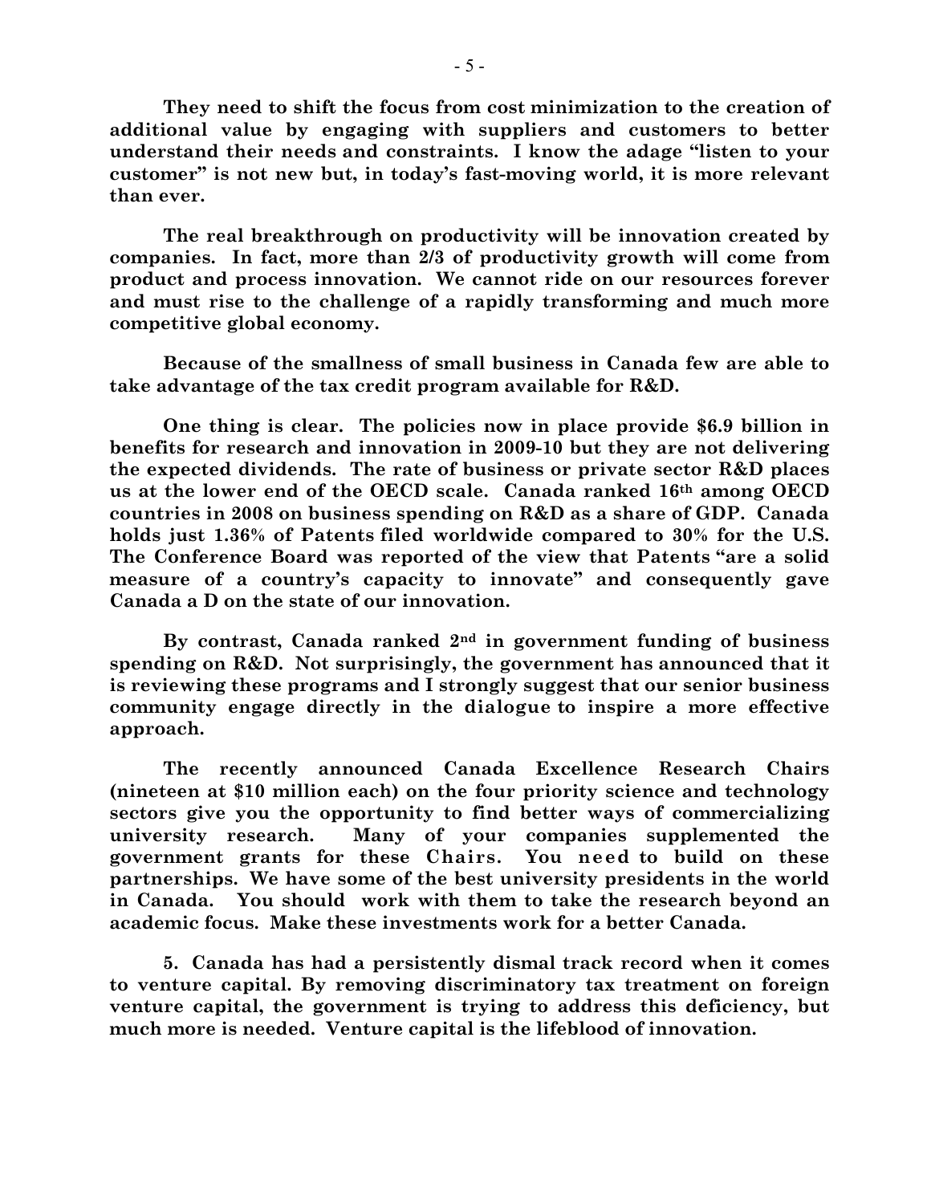**They need to shift the focus from cost minimization to the creation of additional value by engaging with suppliers and customers to better understand their needs and constraints. I know the adage "listen to your customer" is not new but, in today's fast-moving world, it is more relevant than ever.**

**The real breakthrough on productivity will be innovation created by companies. In fact, more than 2/3 of productivity growth will come from product and process innovation. We cannot ride on our resources forever and must rise to the challenge of a rapidly transforming and much more competitive global economy.**

**Because of the smallness of small business in Canada few are able to take advantage of the tax credit program available for R&D.**

**One thing is clear. The policies now in place provide $6.9 billion in benefits for research and innovation in 2009-10 but they are not delivering the expected dividends. The rate of business or private sector R&D places us at the lower end of the OECD scale. Canada ranked 16th among OECD countries in 2008 on business spending on R&D as a share of GDP. Canada holds just 1.36% of Patents filed worldwide compared to 30% for the U.S. The Conference Board was reported of the view that Patents "are a solid measure of a country's capacity to innovate" and consequently gave Canada a D on the state of our innovation.**

**By contrast, Canada ranked 2nd in government funding of business spending on R&D. Not surprisingly, the government has announced that it is reviewing these programs and I strongly suggest that our senior business community engage directly in the dialogue to inspire a more effective approach.**

**The recently announced Canada Excellence Research Chairs (nineteen at $10 million each) on the four priority science and technology sectors give you the opportunity to find better ways of commercializing university research. Many of your companies supplemented the government grants for these Chairs. You need to build on these partnerships. We have some of the best university presidents in the world in Canada. You should work with them to take the research beyond an academic focus. Make these investments work for a better Canada.**

**5. Canada has had a persistently dismal track record when it comes to venture capital. By removing discriminatory tax treatment on foreign venture capital, the government is trying to address this deficiency, but much more is needed. Venture capital is the lifeblood of innovation.**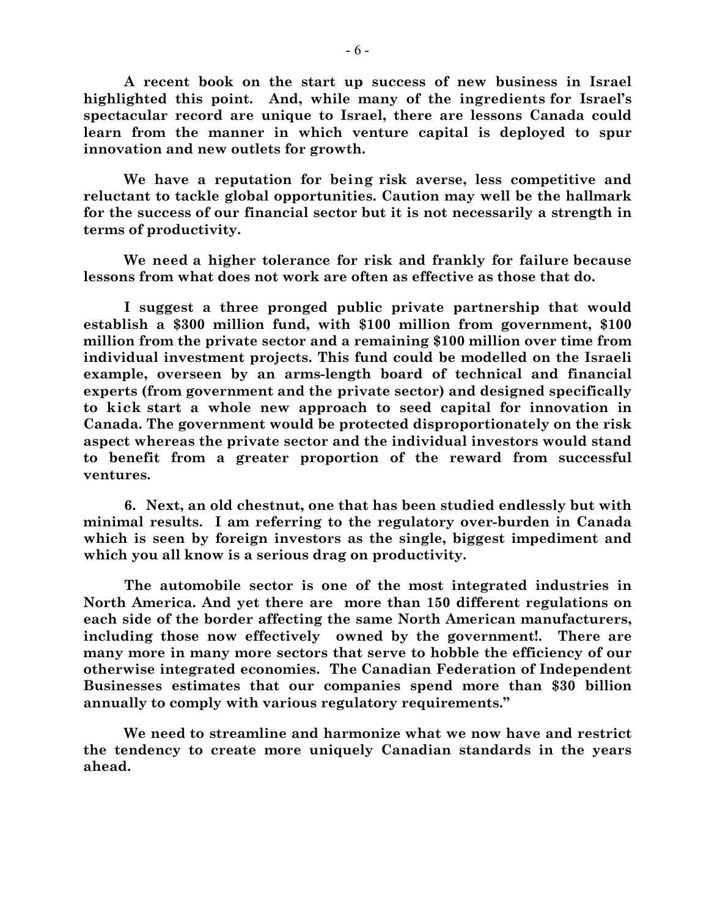**A recent book on the start up success of new business in Israel highlighted this point. And, while many of the ingredients for Israel's spectacular record are unique to Israel, there are lessons Canada could learn from the manner in which venture capital is deployed to spur innovation and new outlets for growth.**

**We have a reputation for being risk averse, less competitive and reluctant to tackle global opportunities. Caution may well be the hallmark for the success of our financial sector but it is not necessarily a strength in terms of productivity.**

**We need a higher tolerance for risk and frankly for failure because lessons from what does not work are often as effective as those that do.**

**I suggest a three pronged public private partnership that would establish a $300 million fund, with $100 million from government, $100 million from the private sector and a remaining $100 million over time from individual investment projects. This fund could be modelled on the Israeli example, overseen by an arms-length board of technical and financial experts (from government and the private sector) and designed specifically to kick start a whole new approach to seed capital for innovation in Canada. The government would be protected disproportionately on the risk aspect whereas the private sector and the individual investors would stand to benefit from a greater proportion of the reward from successful ventures.**

**6. Next, an old chestnut, one that has been studied endlessly but with minimal results. I am referring to the regulatory over-burden in Canada which is seen by foreign investors as the single, biggest impediment and which you all know is a serious drag on productivity.**

**The automobile sector is one of the most integrated industries in North America. And yet there are more than 150 different regulations on each side of the border affecting the same North American manufacturers, including those now effectively owned by the government!. There are many more in many more sectors that serve to hobble the efficiency of our otherwise integrated economies. The Canadian Federation of Independent Businesses estimates that our companies spend more than $30 billion annually to comply with various regulatory requirements."**

**We need to streamline and harmonize what we now have and restrict the tendency to create more uniquely Canadian standards in the years ahead.**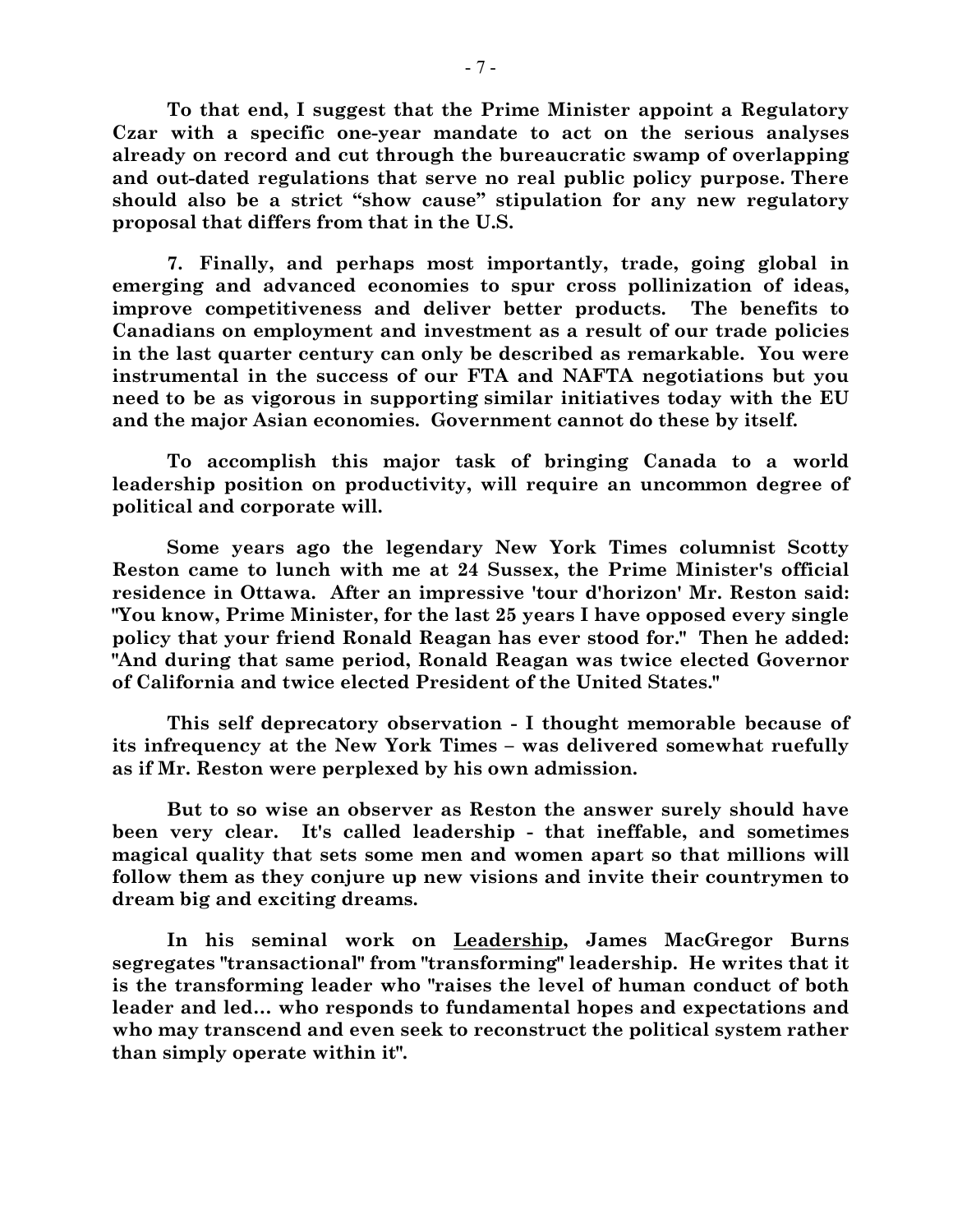**To that end, I suggest that the Prime Minister appoint a Regulatory Czar with a specific one-year mandate to act on the serious analyses already on record and cut through the bureaucratic swamp of overlapping and out-dated regulations that serve no real public policy purpose. There should also be a strict "show cause" stipulation for any new regulatory proposal that differs from that in the U.S.**

**7. Finally, and perhaps most importantly, trade, going global in emerging and advanced economies to spur cross pollinization of ideas, improve competitiveness and deliver better products. The benefits to Canadians on employment and investment as a result of our trade policies in the last quarter century can only be described as remarkable. You were instrumental in the success of our FTA and NAFTA negotiations but you need to be as vigorous in supporting similar initiatives today with the EU and the major Asian economies. Government cannot do these by itself.**

**To accomplish this major task of bringing Canada to a world leadership position on productivity, will require an uncommon degree of political and corporate will.**

**Some years ago the legendary New York Times columnist Scotty Reston came to lunch with me at 24 Sussex, the Prime Minister's official residence in Ottawa. After an impressive 'tour d'horizon' Mr. Reston said: "You know, Prime Minister, for the last 25 years I have opposed every single policy that your friend Ronald Reagan has ever stood for." Then he added: "And during that same period, Ronald Reagan was twice elected Governor of California and twice elected President of the United States."**

**This self deprecatory observation - I thought memorable because of its infrequency at the New York Times – was delivered somewhat ruefully as if Mr. Reston were perplexed by his own admission.**

**But to so wise an observer as Reston the answer surely should have been very clear. It's called leadership - that ineffable, and sometimes magical quality that sets some men and women apart so that millions will follow them as they conjure up new visions and invite their countrymen to dream big and exciting dreams.**

**In his seminal work on Leadership, James MacGregor Burns segregates "transactional" from "transforming" leadership. He writes that it is the transforming leader who "raises the level of human conduct of both leader and led... who responds to fundamental hopes and expectations and who may transcend and even seek to reconstruct the political system rather than simply operate within it".**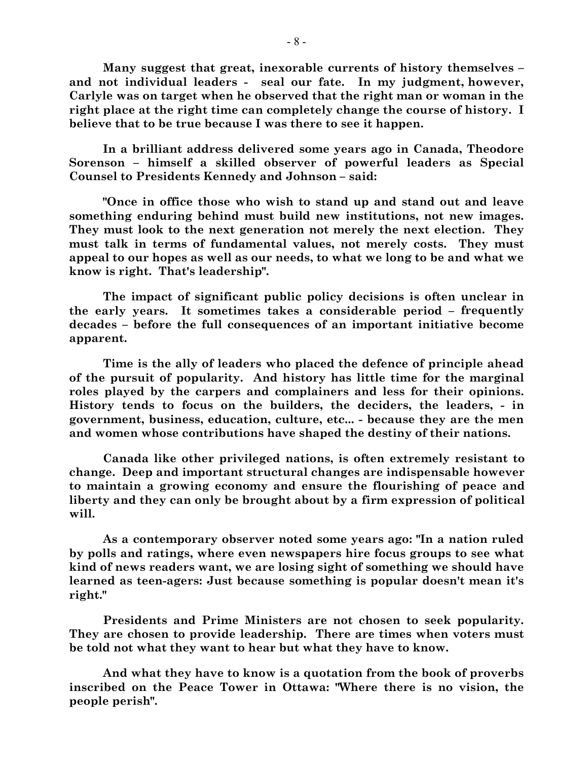**Many suggest that great, inexorable currents of history themselves – and not individual leaders - seal our fate. In my judgment, however, Carlyle was on target when he observed that the right man or woman in the right place at the right time can completely change the course of history. I believe that to be true because I was there to see it happen.**

**In a brilliant address delivered some years ago in Canada, Theodore Sorenson – himself a skilled observer of powerful leaders as Special Counsel to Presidents Kennedy and Johnson – said:**

**"Once in office those who wish to stand up and stand out and leave something enduring behind must build new institutions, not new images. They must look to the next generation not merely the next election. They must talk in terms of fundamental values, not merely costs. They must appeal to our hopes as well as our needs, to what we long to be and what we know is right. That's leadership".**

**The impact of significant public policy decisions is often unclear in the early years. It sometimes takes a considerable period – frequently decades – before the full consequences of an important initiative become apparent.**

**Time is the ally of leaders who placed the defence of principle ahead of the pursuit of popularity. And history has little time for the marginal roles played by the carpers and complainers and less for their opinions. History tends to focus on the builders, the deciders, the leaders, - in government, business, education, culture, etc... - because they are the men and women whose contributions have shaped the destiny of their nations.**

**Canada like other privileged nations, is often extremely resistant to change. Deep and important structural changes are indispensable however to maintain a growing economy and ensure the flourishing of peace and liberty and they can only be brought about by a firm expression of political will.**

**As a contemporary observer noted some years ago: "In a nation ruled by polls and ratings, where even newspapers hire focus groups to see what kind of news readers want, we are losing sight of something we should have learned as teen-agers: Just because something is popular doesn't mean it's right."**

**Presidents and Prime Ministers are not chosen to seek popularity. They are chosen to provide leadership. There are times when voters must be told not what they want to hear but what they have to know.**

**And what they have to know is a quotation from the book of proverbs inscribed on the Peace Tower in Ottawa: "Where there is no vision, the people perish".**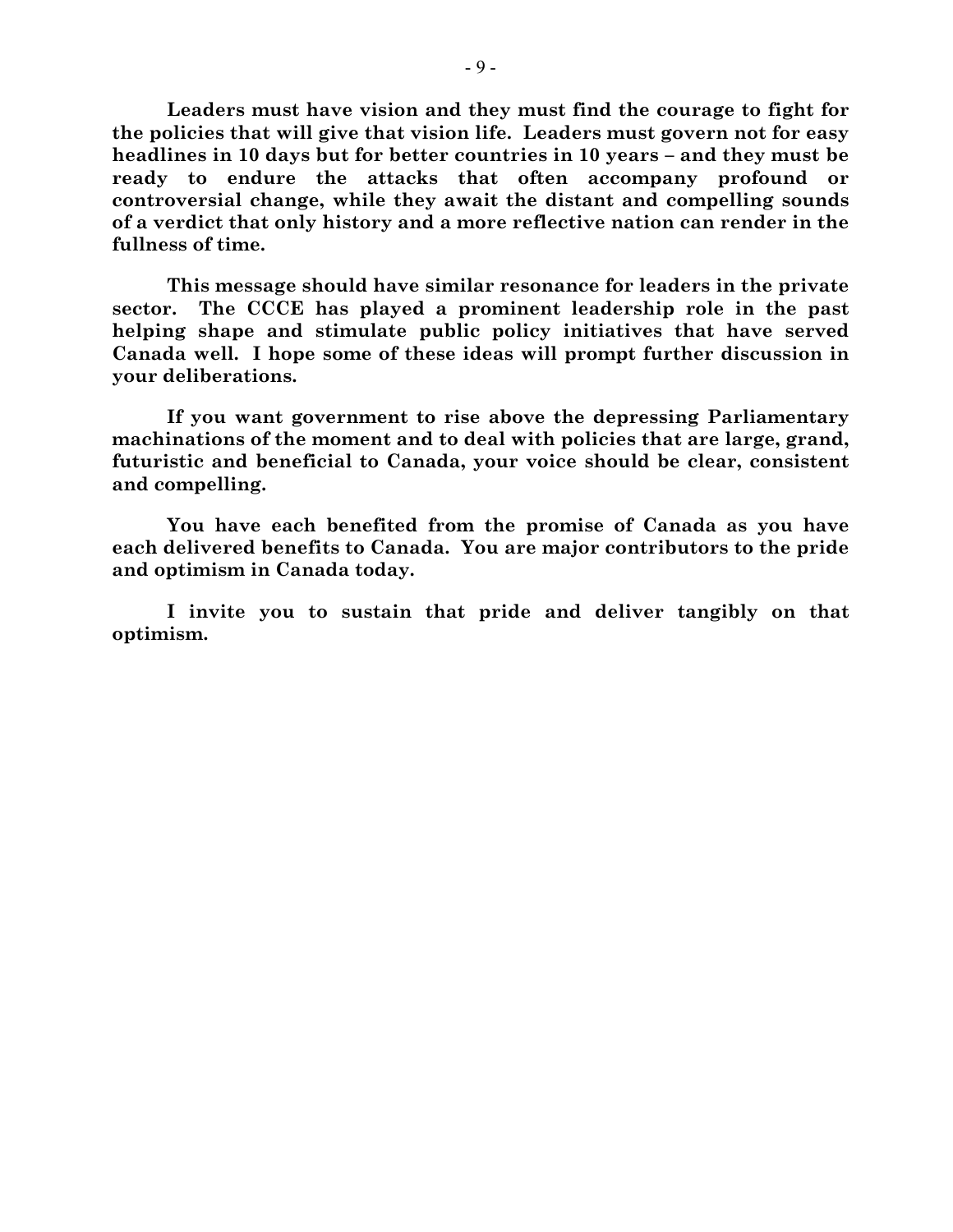**Leaders must have vision and they must find the courage to fight for the policies that will give that vision life. Leaders must govern not for easy headlines in 10 days but for better countries in 10 years – and they must be ready to endure the attacks that often accompany profound or controversial change, while they await the distant and compelling sounds of a verdict that only history and a more reflective nation can render in the fullness of time.**

**This message should have similar resonance for leaders in the private sector. The CCCE has played a prominent leadership role in the past helping shape and stimulate public policy initiatives that have served Canada well. I hope some of these ideas will prompt further discussion in your deliberations.**

**If you want government to rise above the depressing Parliamentary machinations of the moment and to deal with policies that are large, grand, futuristic and beneficial to Canada, your voice should be clear, consistent and compelling.**

**You have each benefited from the promise of Canada as you have each delivered benefits to Canada. You are major contributors to the pride and optimism in Canada today.**

**I invite you to sustain that pride and deliver tangibly on that optimism.**